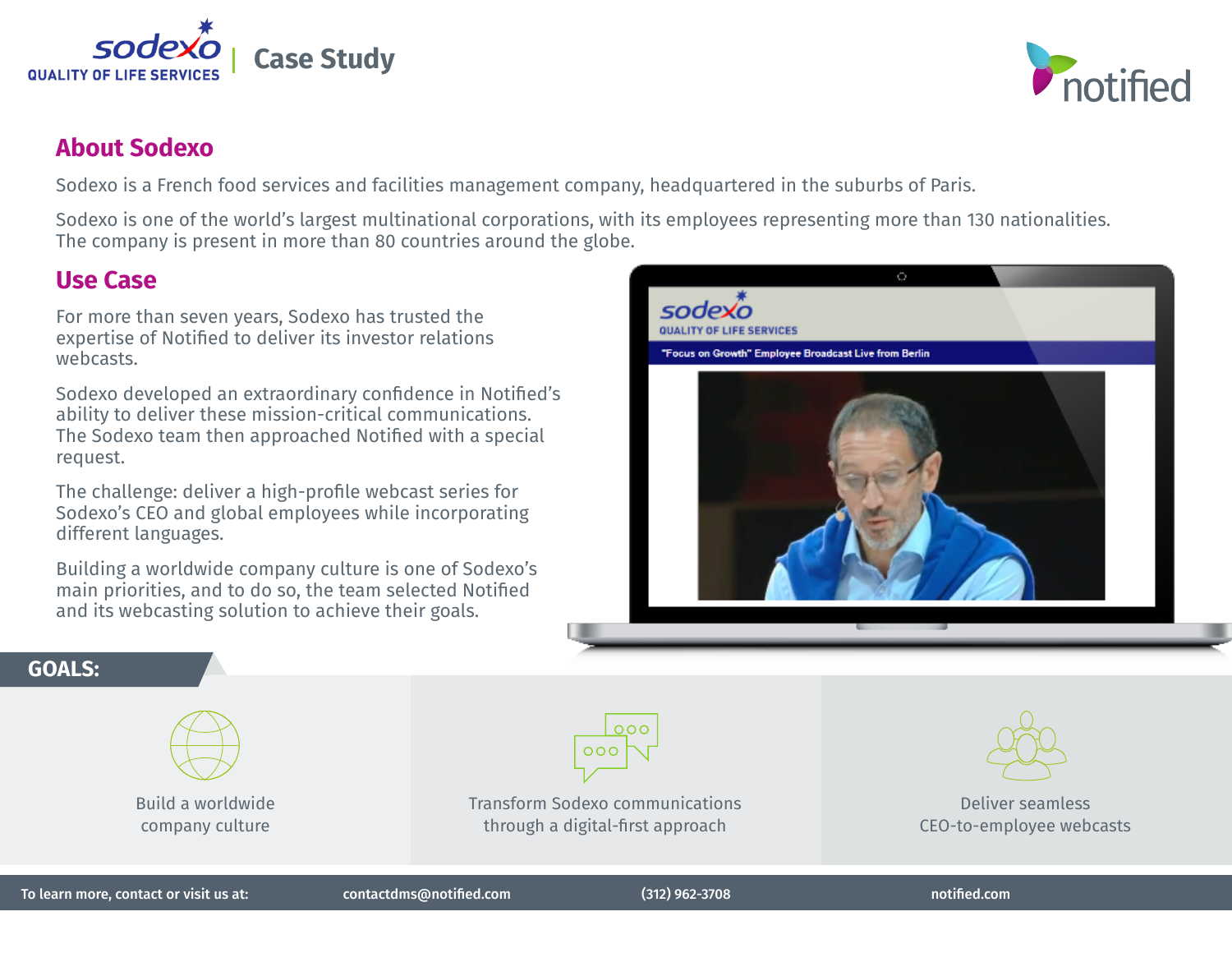# Case Study

## About Sodexo

Sodexo is a French food services and facilities management company, headquartered in the suburbs of Paris.

Sodexo is one of the world's largest multinational corporations, with its employees representing more than 130 nationalities. The company is present in more than 80 countries around the globe.

## Use Case

For more than seven years, Sodexo has trusted the expertise of Notified to deliver its investor relations webcasts.

Sodexo developed an extraordinary confidence in Notified's ability to deliver these mission-critical communications. The Sodexo team then approached Notified with a special request.

The challenge: deliver a high-profile webcast series for Sodexo's CEO and global employees while incorporating different languages.

Building a worldwide company culture is one of Sodexo's main priorities, and to do so, the team selected Notified and its webcasting solution to achieve their goals.

## GOALS:

- Build a worldwide company culture
- Transform Sodexo communications through a digital-first approach
- Deliver seamless CEO-to-employee webcasts

To learn more, contact or visit us at: contactdms@notified.com (312) 962-3708 notified.com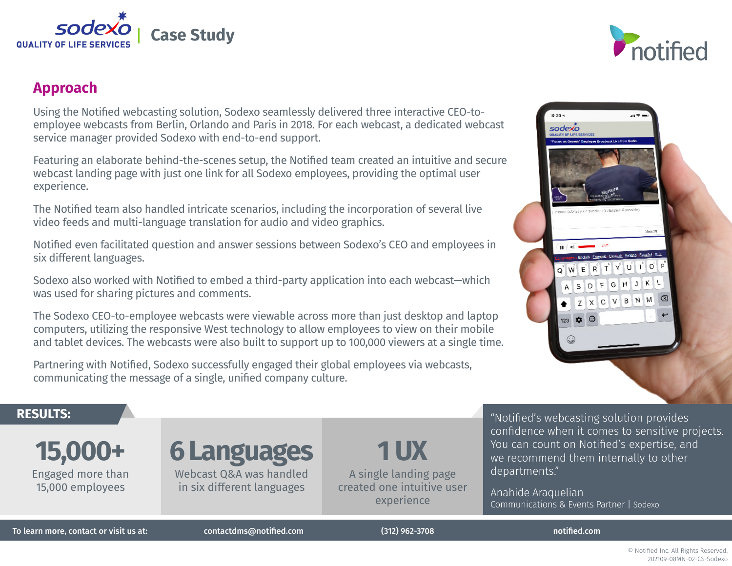## Approach

Using the Notified webcasting solution, Sodexo seamlessly delivered three interactive CEO-to-employee webcasts from Berlin, Orlando and Paris in 2018. For each webcast, a dedicated webcast service manager provided Sodexo with end-to-end support.

Featuring an elaborate behind-the-scenes setup, the Notified team created an intuitive and secure webcast landing page with just one link for all Sodexo employees, providing the optimal user experience.

The Notified team also handled intricate scenarios, including the incorporation of several live video feeds and multi-language translation for audio and video graphics.

Notified even facilitated question and answer sessions between Sodexo's CEO and employees in six different languages.

Sodexo also worked with Notified to embed a third-party application into each webcast—which was used for sharing pictures and comments.

The Sodexo CEO-to-employee webcasts were viewable across more than just desktop and laptop computers, utilizing the responsive West technology to allow employees to view on their mobile and tablet devices. The webcasts were also built to support up to 100,000 viewers at a single time.

Partnering with Notified, Sodexo successfully engaged their global employees via webcasts, communicating the message of a single, unified company culture.

## RESULTS:

**15,000+**
Engaged more than 15,000 employees

**6 Languages**
Webcast Q&A was handled in six different languages

**1 UX**
A single landing page created one intuitive user experience

"Notified's webcasting solution provides confidence when it comes to sensitive projects. You can count on Notified's expertise, and we recommend them internally to other departments."

Anahide Araquelian
Communications & Events Partner | Sodexo

**To learn more, contact or visit us at:** **contactdms@notified.com** **(312) 962-3708** **notified.com**

© Notified Inc. All Rights Reserved.
202109-08MN-02-CS-Sodexo